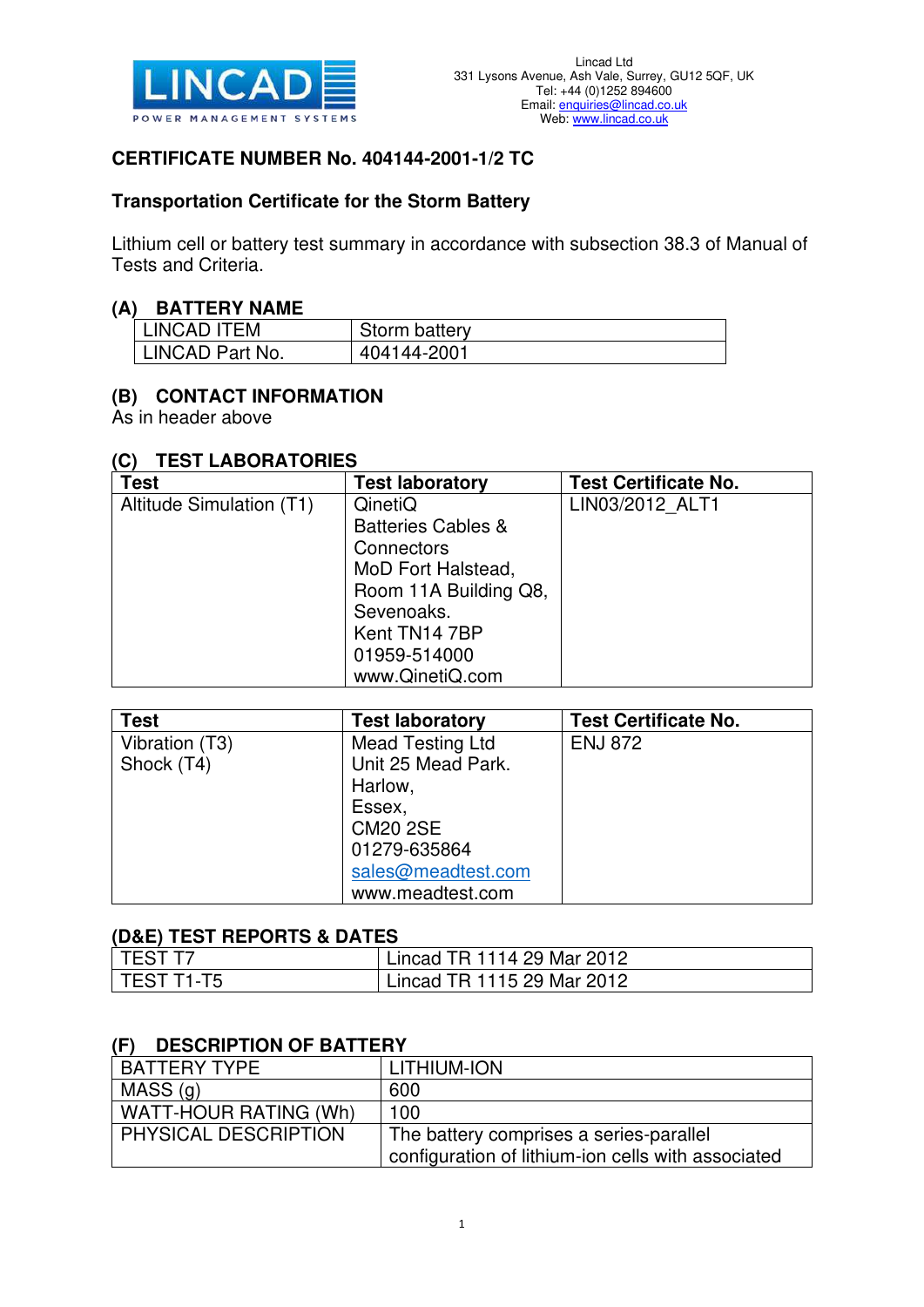LINCAD

POWER MANAGEMENT SYSTEMS

Lincad Ltd
331 Lysons Avenue, Ash Vale, Surrey, GU12 5QF, UK
Tel: +44 (0)1252 894600
Email: enquiries@lincad.co.uk
Web: www.lincad.co.uk

## CERTIFICATE NUMBER No. 404144-2001-1/2 TC

## Transportation Certificate for the Storm Battery

Lithium cell or battery test summary in accordance with subsection 38.3 of Manual of Tests and Criteria.

### (A) BATTERY NAME

| LINCAD ITEM | Storm battery |
|---|---|
| LINCAD Part No. | 404144-2001 |

### (B) CONTACT INFORMATION

As in header above

### (C) TEST LABORATORIES

| Test | Test laboratory | Test Certificate No. |
|---|---|---|
| Altitude Simulation (T1) | QinetiQ<br>Batteries Cables & Connectors<br>MoD Fort Halstead,<br>Room 11A Building Q8,<br>Sevenoaks.<br>Kent TN14 7BP<br>01959-514000<br>www.QinetiQ.com | LIN03/2012_ALT1 |

| Test | Test laboratory | Test Certificate No. |
|---|---|---|
| Vibration (T3)<br>Shock (T4) | Mead Testing Ltd<br>Unit 25 Mead Park.<br>Harlow,<br>Essex,<br>CM20 2SE<br>01279-635864<br>sales@meadtest.com<br>www.meadtest.com | ENJ 872 |

### (D&E) TEST REPORTS & DATES

| TEST T7 | Lincad TR 1114 29 Mar 2012 |
|---|---|
| TEST T1-T5 | Lincad TR 1115 29 Mar 2012 |

### (F) DESCRIPTION OF BATTERY

| BATTERY TYPE | LITHIUM-ION |
|---|---|
| MASS (g) | 600 |
| WATT-HOUR RATING (Wh) | 100 |
| PHYSICAL DESCRIPTION | The battery comprises a series-parallel configuration of lithium-ion cells with associated |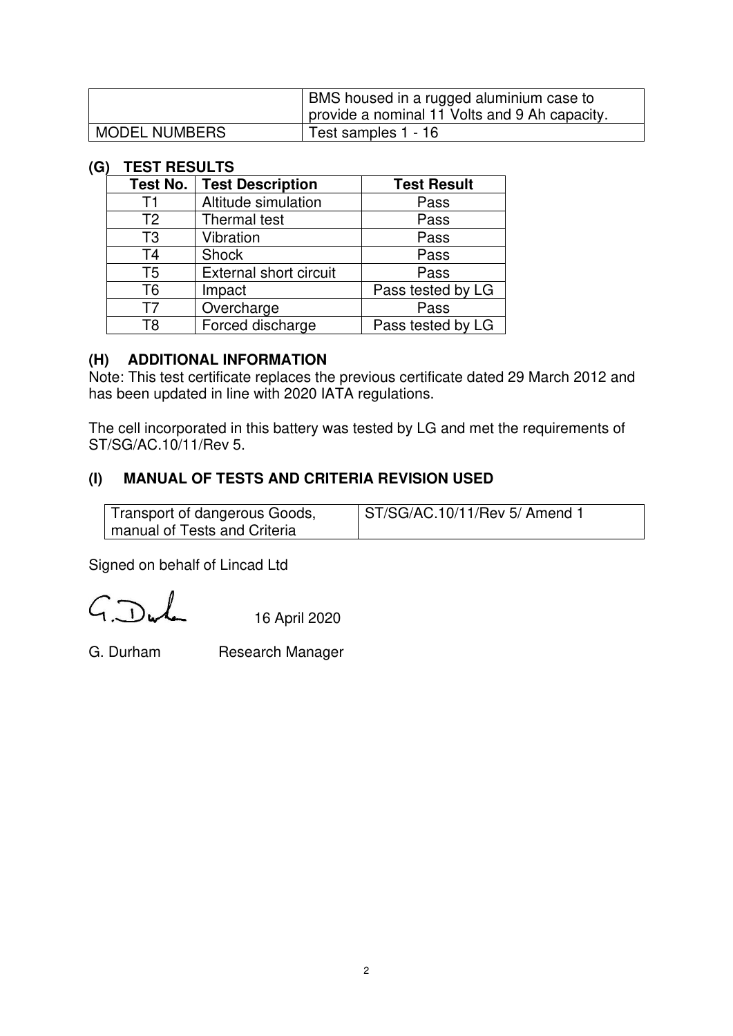| | |
|---|---|
| | BMS housed in a rugged aluminium case to provide a nominal 11 Volts and 9 Ah capacity. |
| MODEL NUMBERS | Test samples 1 - 16 |

## (G) TEST RESULTS

| Test No. | Test Description | Test Result |
|---|---|---|
| T1 | Altitude simulation | Pass |
| T2 | Thermal test | Pass |
| T3 | Vibration | Pass |
| T4 | Shock | Pass |
| T5 | External short circuit | Pass |
| T6 | Impact | Pass tested by LG |
| T7 | Overcharge | Pass |
| T8 | Forced discharge | Pass tested by LG |

## (H) ADDITIONAL INFORMATION

Note: This test certificate replaces the previous certificate dated 29 March 2012 and has been updated in line with 2020 IATA regulations.

The cell incorporated in this battery was tested by LG and met the requirements of ST/SG/AC.10/11/Rev 5.

## (I) MANUAL OF TESTS AND CRITERIA REVISION USED

| | |
|---|---|
| Transport of dangerous Goods, manual of Tests and Criteria | ST/SG/AC.10/11/Rev 5/ Amend 1 |

Signed on behalf of Lincad Ltd

16 April 2020

G. Durham Research Manager